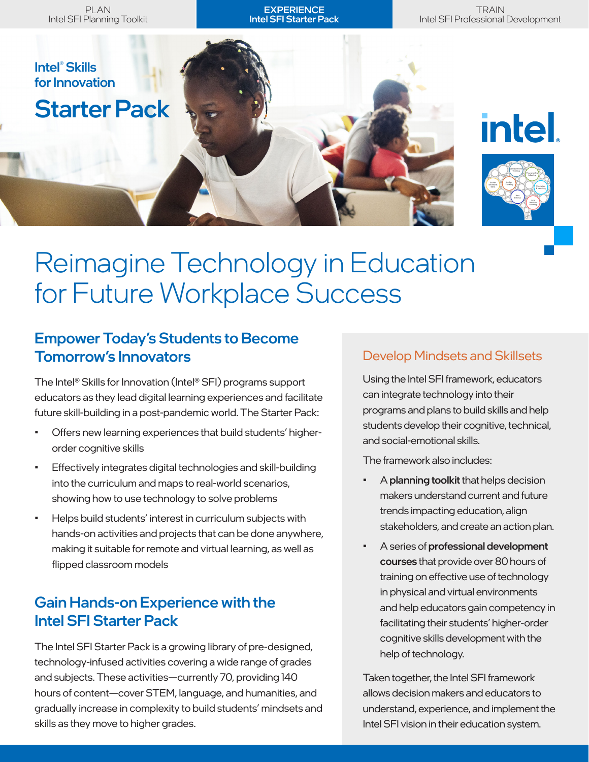PLAN
Intel SFI Planning Toolkit

EXPERIENCE
Intel SFI Starter Pack

TRAIN
Intel SFI Professional Development

# Intel® Skills for Innovation Starter Pack

# Reimagine Technology in Education for Future Workplace Success

## Empower Today's Students to Become Tomorrow's Innovators

The Intel® Skills for Innovation (Intel® SFI) programs support educators as they lead digital learning experiences and facilitate future skill-building in a post-pandemic world. The Starter Pack:

- Offers new learning experiences that build students' higher-order cognitive skills
- Effectively integrates digital technologies and skill-building into the curriculum and maps to real-world scenarios, showing how to use technology to solve problems
- Helps build students' interest in curriculum subjects with hands-on activities and projects that can be done anywhere, making it suitable for remote and virtual learning, as well as flipped classroom models

## Gain Hands-on Experience with the Intel SFI Starter Pack

The Intel SFI Starter Pack is a growing library of pre-designed, technology-infused activities covering a wide range of grades and subjects. These activities—currently 70, providing 140 hours of content—cover STEM, language, and humanities, and gradually increase in complexity to build students' mindsets and skills as they move to higher grades.

## Develop Mindsets and Skillsets

Using the Intel SFI framework, educators can integrate technology into their programs and plans to build skills and help students develop their cognitive, technical, and social-emotional skills.

The framework also includes:

- A **planning toolkit** that helps decision makers understand current and future trends impacting education, align stakeholders, and create an action plan.
- A series of **professional development courses** that provide over 80 hours of training on effective use of technology in physical and virtual environments and help educators gain competency in facilitating their students' higher-order cognitive skills development with the help of technology.

Taken together, the Intel SFI framework allows decision makers and educators to understand, experience, and implement the Intel SFI vision in their education system.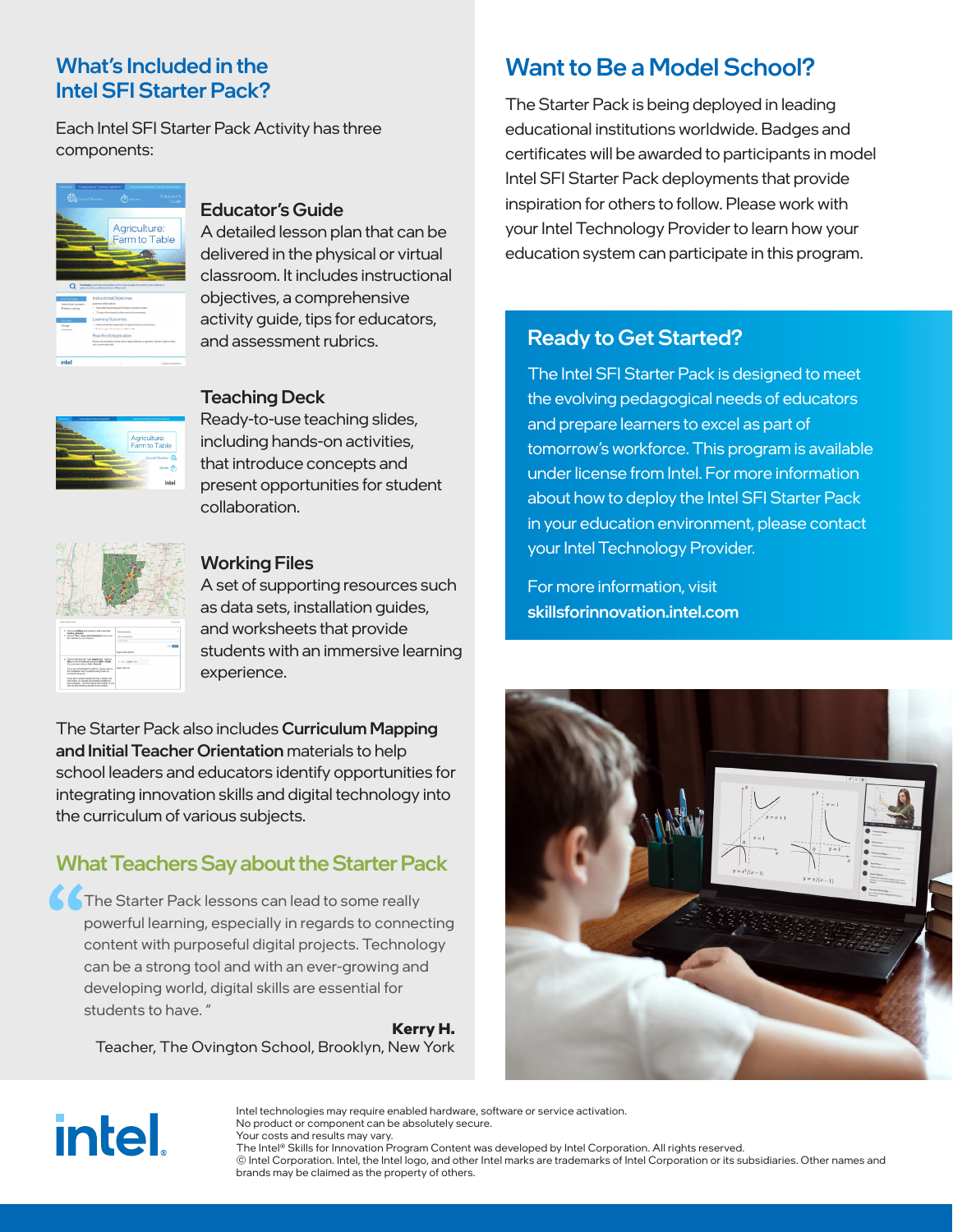## What's Included in the Intel SFI Starter Pack?

Each Intel SFI Starter Pack Activity has three components:

### Educator's Guide

A detailed lesson plan that can be delivered in the physical or virtual classroom. It includes instructional objectives, a comprehensive activity guide, tips for educators, and assessment rubrics.

### Teaching Deck

Ready-to-use teaching slides, including hands-on activities, that introduce concepts and present opportunities for student collaboration.

### Working Files

A set of supporting resources such as data sets, installation guides, and worksheets that provide students with an immersive learning experience.

The Starter Pack also includes **Curriculum Mapping and Initial Teacher Orientation** materials to help school leaders and educators identify opportunities for integrating innovation skills and digital technology into the curriculum of various subjects.

## What Teachers Say about the Starter Pack

> "The Starter Pack lessons can lead to some really powerful learning, especially in regards to connecting content with purposeful digital projects. Technology can be a strong tool and with an ever-growing and developing world, digital skills are essential for students to have."
>
> **Kerry H.**
> Teacher, The Ovington School, Brooklyn, New York

## Want to Be a Model School?

The Starter Pack is being deployed in leading educational institutions worldwide. Badges and certificates will be awarded to participants in model Intel SFI Starter Pack deployments that provide inspiration for others to follow. Please work with your Intel Technology Provider to learn how your education system can participate in this program.

## Ready to Get Started?

The Intel SFI Starter Pack is designed to meet the evolving pedagogical needs of educators and prepare learners to excel as part of tomorrow's workforce. This program is available under license from Intel. For more information about how to deploy the Intel SFI Starter Pack in your education environment, please contact your Intel Technology Provider.

For more information, visit **skillsforinnovation.intel.com**

Intel technologies may require enabled hardware, software or service activation.
No product or component can be absolutely secure.
Your costs and results may vary.
The Intel® Skills for Innovation Program Content was developed by Intel Corporation. All rights reserved.
© Intel Corporation. Intel, the Intel logo, and other Intel marks are trademarks of Intel Corporation or its subsidiaries. Other names and brands may be claimed as the property of others.